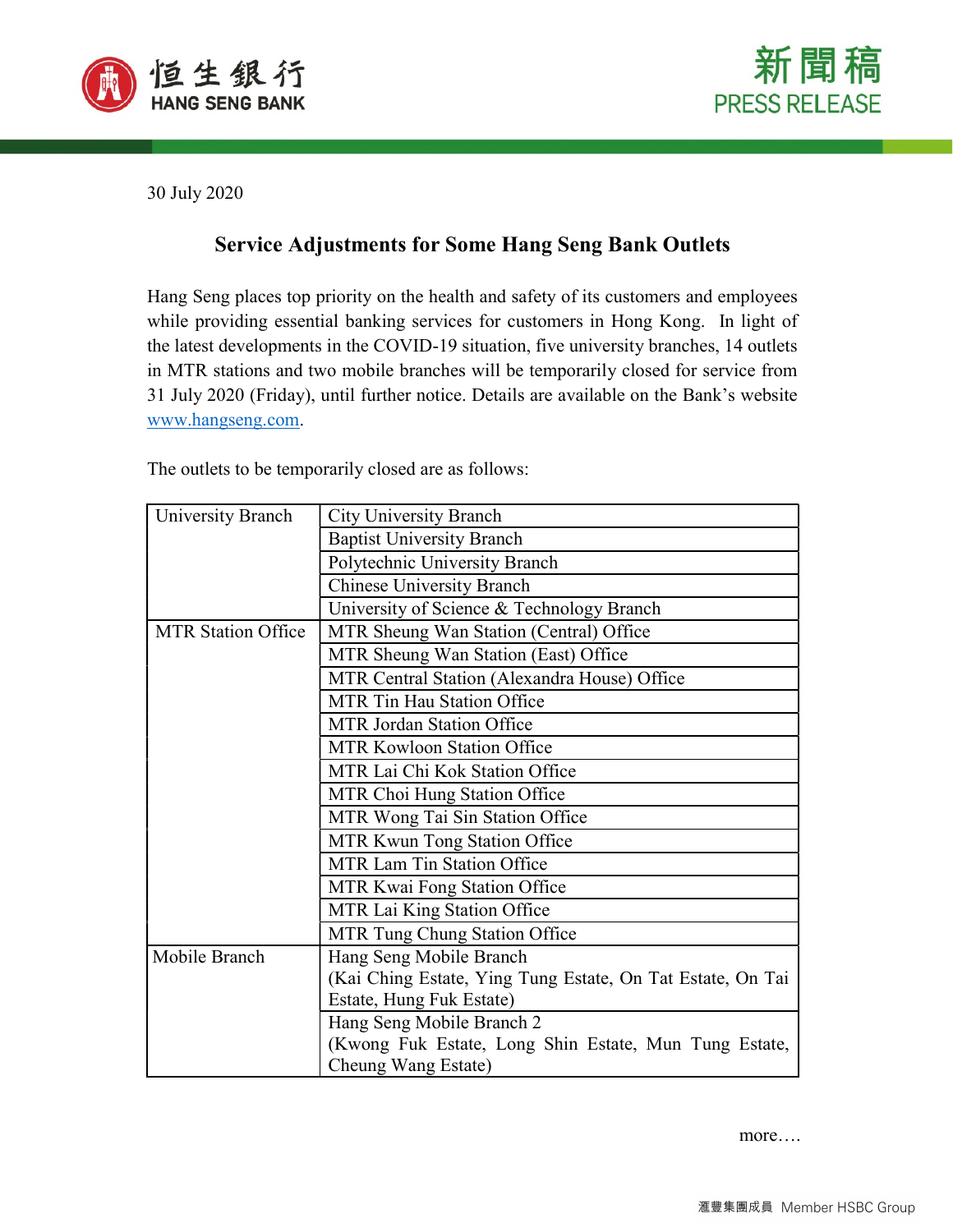30 July 2020

## Service Adjustments for Some Hang Seng Bank Outlets

Hang Seng places top priority on the health and safety of its customers and employees while providing essential banking services for customers in Hong Kong. In light of the latest developments in the COVID-19 situation, five university branches, 14 outlets in MTR stations and two mobile branches will be temporarily closed for service from 31 July 2020 (Friday), until further notice. Details are available on the Bank's website www.hangseng.com.

The outlets to be temporarily closed are as follows:

| | |
|---|---|
| University Branch | City University Branch |
| | Baptist University Branch |
| | Polytechnic University Branch |
| | Chinese University Branch |
| | University of Science & Technology Branch |
| MTR Station Office | MTR Sheung Wan Station (Central) Office |
| | MTR Sheung Wan Station (East) Office |
| | MTR Central Station (Alexandra House) Office |
| | MTR Tin Hau Station Office |
| | MTR Jordan Station Office |
| | MTR Kowloon Station Office |
| | MTR Lai Chi Kok Station Office |
| | MTR Choi Hung Station Office |
| | MTR Wong Tai Sin Station Office |
| | MTR Kwun Tong Station Office |
| | MTR Lam Tin Station Office |
| | MTR Kwai Fong Station Office |
| | MTR Lai King Station Office |
| | MTR Tung Chung Station Office |
| Mobile Branch | Hang Seng Mobile Branch (Kai Ching Estate, Ying Tung Estate, On Tat Estate, On Tai Estate, Hung Fuk Estate) |
| | Hang Seng Mobile Branch 2 (Kwong Fuk Estate, Long Shin Estate, Mun Tung Estate, Cheung Wang Estate) |

more….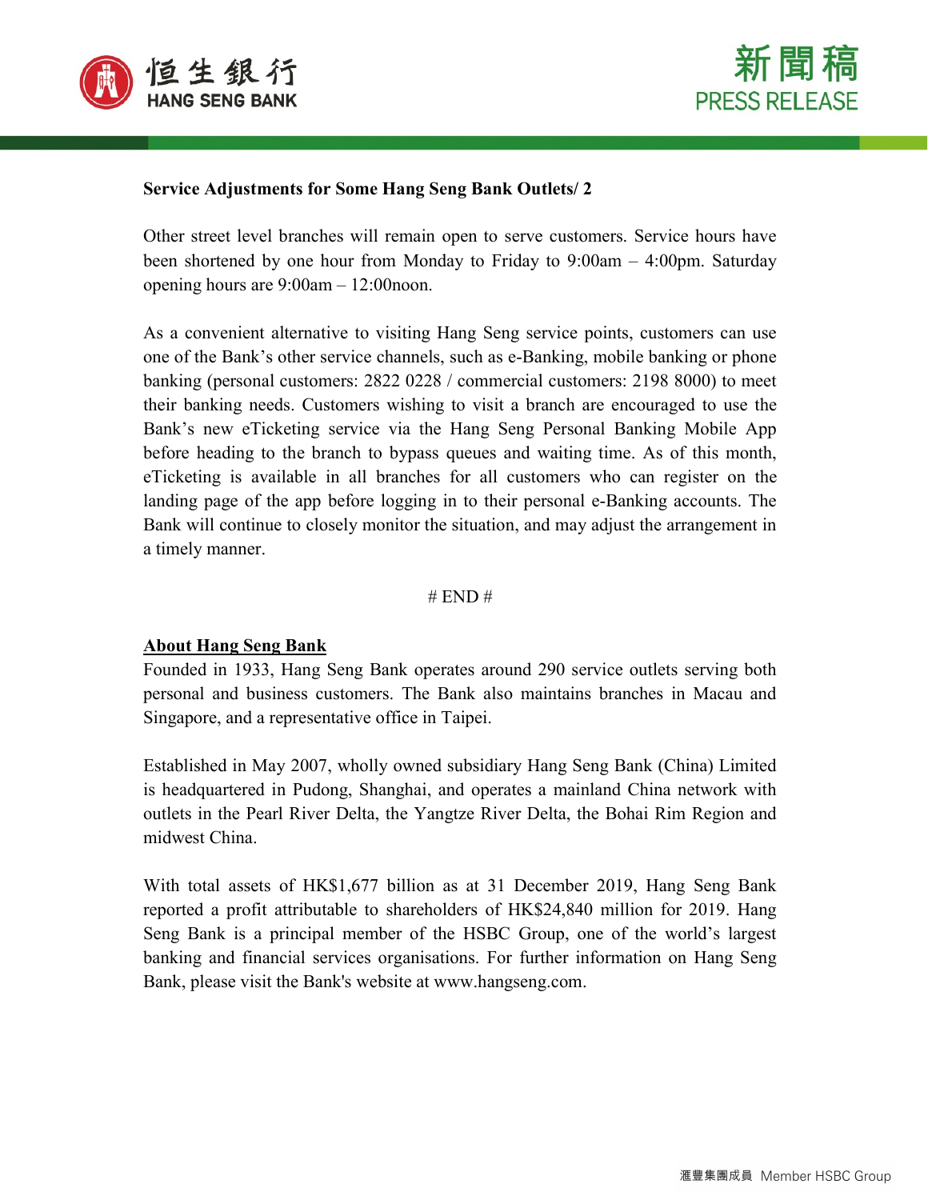**Service Adjustments for Some Hang Seng Bank Outlets/ 2**

Other street level branches will remain open to serve customers. Service hours have been shortened by one hour from Monday to Friday to 9:00am – 4:00pm. Saturday opening hours are 9:00am – 12:00noon.

As a convenient alternative to visiting Hang Seng service points, customers can use one of the Bank's other service channels, such as e-Banking, mobile banking or phone banking (personal customers: 2822 0228 / commercial customers: 2198 8000) to meet their banking needs. Customers wishing to visit a branch are encouraged to use the Bank's new eTicketing service via the Hang Seng Personal Banking Mobile App before heading to the branch to bypass queues and waiting time. As of this month, eTicketing is available in all branches for all customers who can register on the landing page of the app before logging in to their personal e-Banking accounts. The Bank will continue to closely monitor the situation, and may adjust the arrangement in a timely manner.

# END #

**About Hang Seng Bank**

Founded in 1933, Hang Seng Bank operates around 290 service outlets serving both personal and business customers. The Bank also maintains branches in Macau and Singapore, and a representative office in Taipei.

Established in May 2007, wholly owned subsidiary Hang Seng Bank (China) Limited is headquartered in Pudong, Shanghai, and operates a mainland China network with outlets in the Pearl River Delta, the Yangtze River Delta, the Bohai Rim Region and midwest China.

With total assets of HK$1,677 billion as at 31 December 2019, Hang Seng Bank reported a profit attributable to shareholders of HK$24,840 million for 2019. Hang Seng Bank is a principal member of the HSBC Group, one of the world's largest banking and financial services organisations. For further information on Hang Seng Bank, please visit the Bank's website at www.hangseng.com.